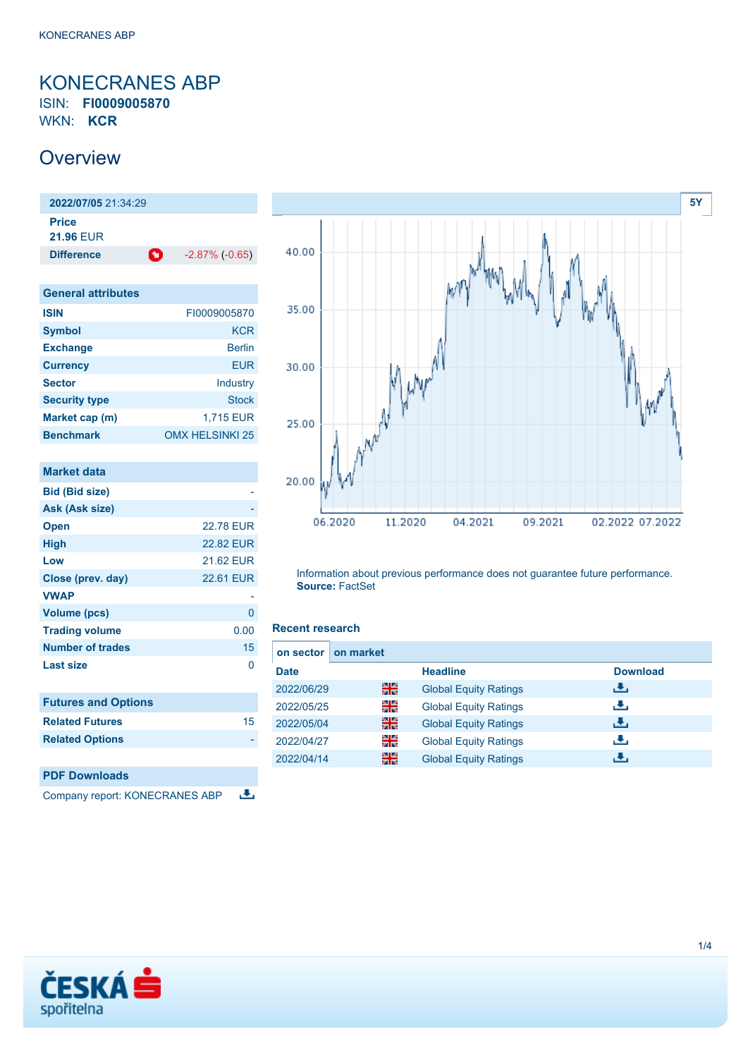KONECRANES ABP

# KONECRANES ABP

ISIN: **FI0009005870**
WKN: **KCR**

## Overview

| **2022/07/05** 21:34:29 | |
|---|---|
| **Price** | |
| **21.96** EUR | |
| **Difference** | -2.87% (-0.65) |

| General attributes | |
|---|---|
| **ISIN** | FI0009005870 |
| **Symbol** | KCR |
| **Exchange** | Berlin |
| **Currency** | EUR |
| **Sector** | Industry |
| **Security type** | Stock |
| **Market cap (m)** | 1,715 EUR |
| **Benchmark** | OMX HELSINKI 25 |

| Market data | |
|---|---|
| **Bid (Bid size)** | - |
| **Ask (Ask size)** | - |
| **Open** | 22.78 EUR |
| **High** | 22.82 EUR |
| **Low** | 21.62 EUR |
| **Close (prev. day)** | 22.61 EUR |
| **VWAP** | - |
| **Volume (pcs)** | 0 |
| **Trading volume** | 0.00 |
| **Number of trades** | 15 |
| **Last size** | 0 |

| Futures and Options | |
|---|---|
| **Related Futures** | 15 |
| **Related Options** | - |

| PDF Downloads |
|---|
| Company report: KONECRANES ABP |

5Y

Information about previous performance does not guarantee future performance.
**Source:** FactSet

### Recent research

on sector | on market

| Date | | Headline | Download |
|---|---|---|---|
| 2022/06/29 | | Global Equity Ratings | |
| 2022/05/25 | | Global Equity Ratings | |
| 2022/05/04 | | Global Equity Ratings | |
| 2022/04/27 | | Global Equity Ratings | |
| 2022/04/14 | | Global Equity Ratings | |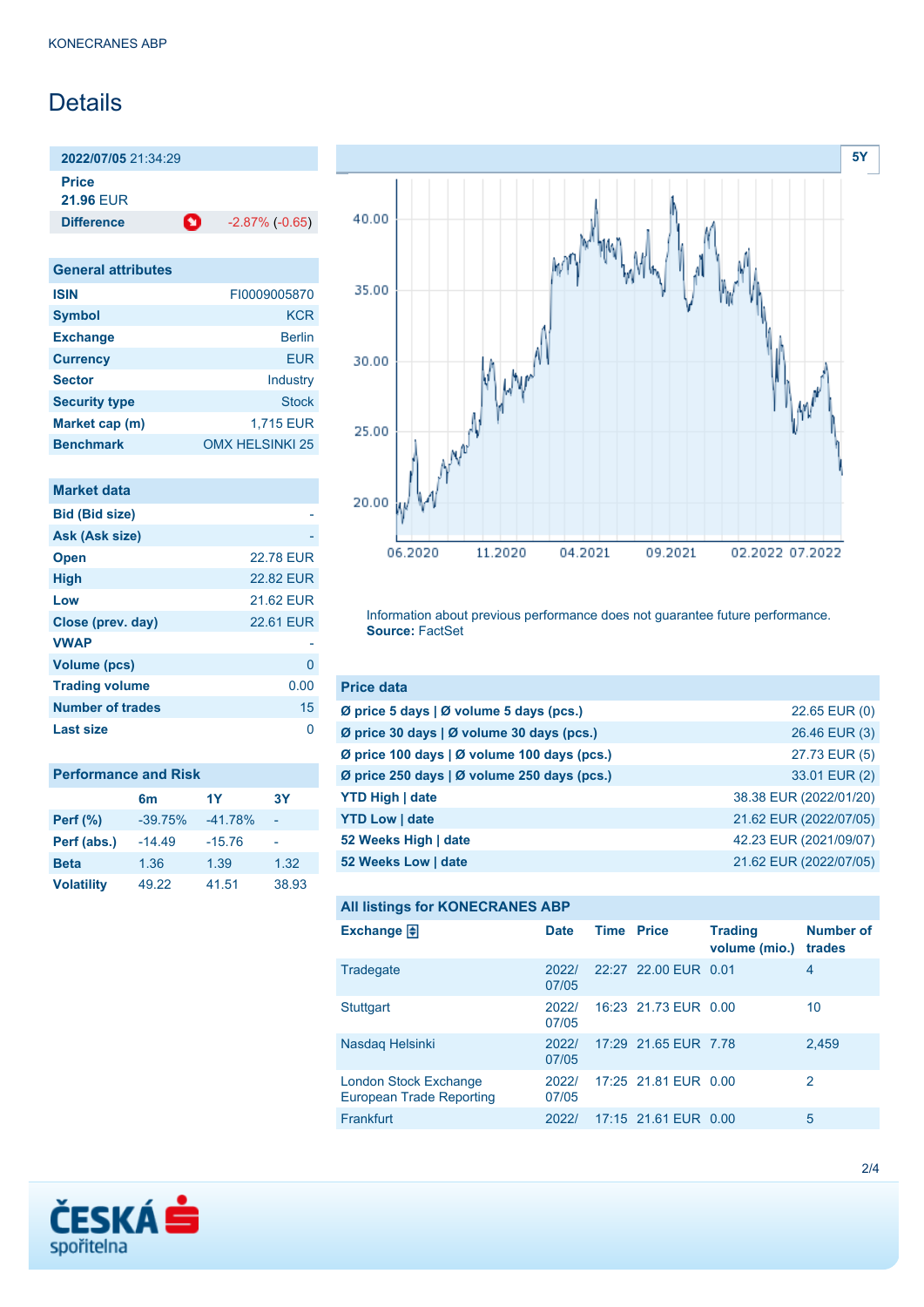KONECRANES ABP

# Details

**2022/07/05** 21:34:29

**Price**
**21.96** EUR

**Difference** -2.87% (-0.65)

| General attributes | |
|---|---|
| ISIN | FI0009005870 |
| Symbol | KCR |
| Exchange | Berlin |
| Currency | EUR |
| Sector | Industry |
| Security type | Stock |
| Market cap (m) | 1,715 EUR |
| Benchmark | OMX HELSINKI 25 |

| Market data | |
|---|---|
| Bid (Bid size) | - |
| Ask (Ask size) | - |
| Open | 22.78 EUR |
| High | 22.82 EUR |
| Low | 21.62 EUR |
| Close (prev. day) | 22.61 EUR |
| VWAP | - |
| Volume (pcs) | 0 |
| Trading volume | 0.00 |
| Number of trades | 15 |
| Last size | 0 |

| Performance and Risk | 6m | 1Y | 3Y |
|---|---|---|---|
| Perf (%) | -39.75% | -41.78% | - |
| Perf (abs.) | -14.49 | -15.76 | - |
| Beta | 1.36 | 1.39 | 1.32 |
| Volatility | 49.22 | 41.51 | 38.93 |

Information about previous performance does not guarantee future performance.
**Source:** FactSet

| Price data | |
|---|---|
| Ø price 5 days \| Ø volume 5 days (pcs.) | 22.65 EUR (0) |
| Ø price 30 days \| Ø volume 30 days (pcs.) | 26.46 EUR (3) |
| Ø price 100 days \| Ø volume 100 days (pcs.) | 27.73 EUR (5) |
| Ø price 250 days \| Ø volume 250 days (pcs.) | 33.01 EUR (2) |
| YTD High \| date | 38.38 EUR (2022/01/20) |
| YTD Low \| date | 21.62 EUR (2022/07/05) |
| 52 Weeks High \| date | 42.23 EUR (2021/09/07) |
| 52 Weeks Low \| date | 21.62 EUR (2022/07/05) |

**All listings for KONECRANES ABP**

| Exchange | Date | Time | Price | Trading volume (mio.) | Number of trades |
|---|---|---|---|---|---|
| Tradegate | 2022/07/05 | 22:27 | 22.00 EUR | 0.01 | 4 |
| Stuttgart | 2022/07/05 | 16:23 | 21.73 EUR | 0.00 | 10 |
| Nasdaq Helsinki | 2022/07/05 | 17:29 | 21.65 EUR | 7.78 | 2,459 |
| London Stock Exchange European Trade Reporting | 2022/07/05 | 17:25 | 21.81 EUR | 0.00 | 2 |
| Frankfurt | 2022/ | 17:15 | 21.61 EUR | 0.00 | 5 |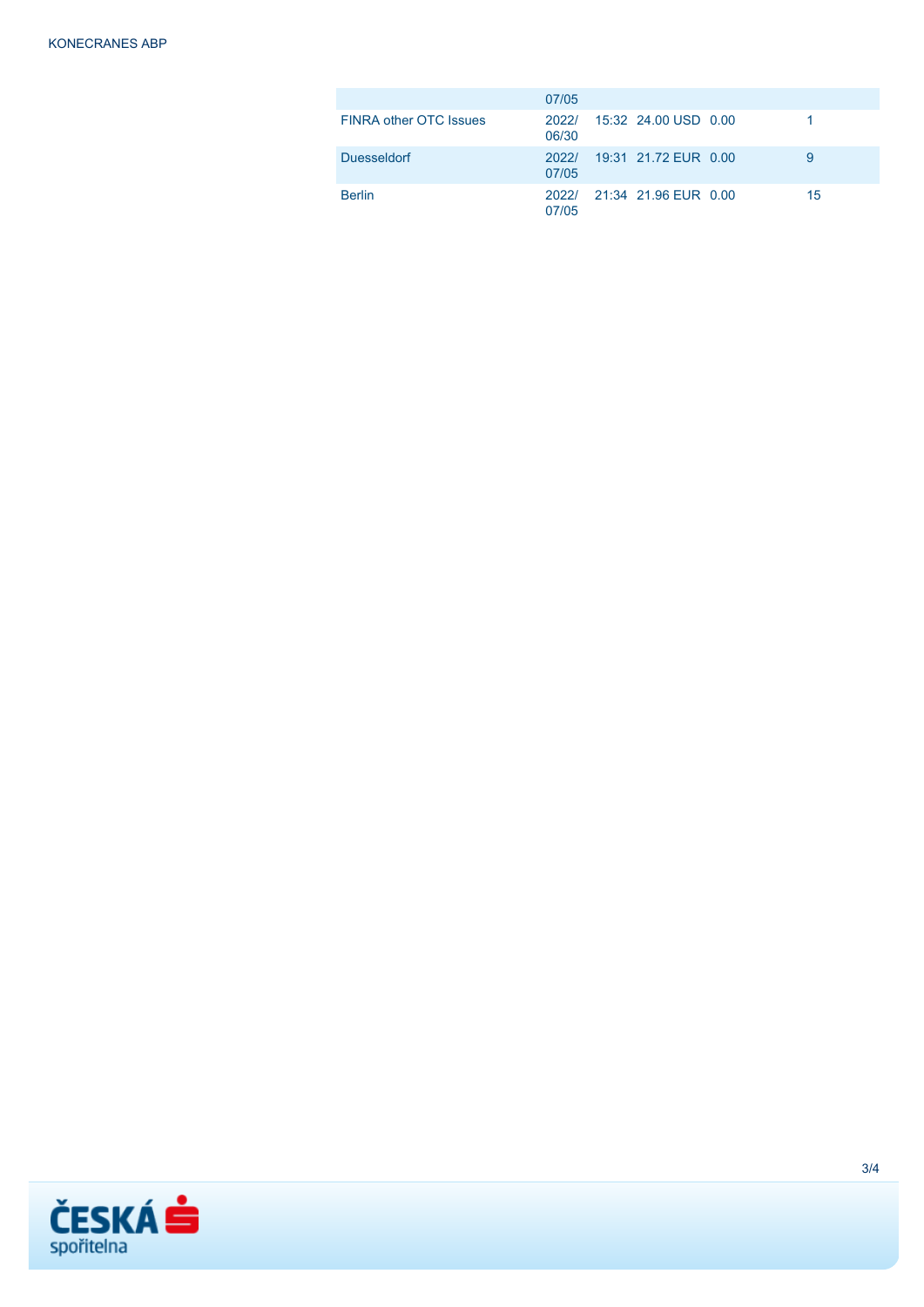|  | 07/05 |  |  |  |  |
|---|---|---|---|---|---|
| FINRA other OTC Issues | 2022/ 06/30 | 15:32 | 24.00 USD | 0.00 | 1 |
| Duesseldorf | 2022/ 07/05 | 19:31 | 21.72 EUR | 0.00 | 9 |
| Berlin | 2022/ 07/05 | 21:34 | 21.96 EUR | 0.00 | 15 |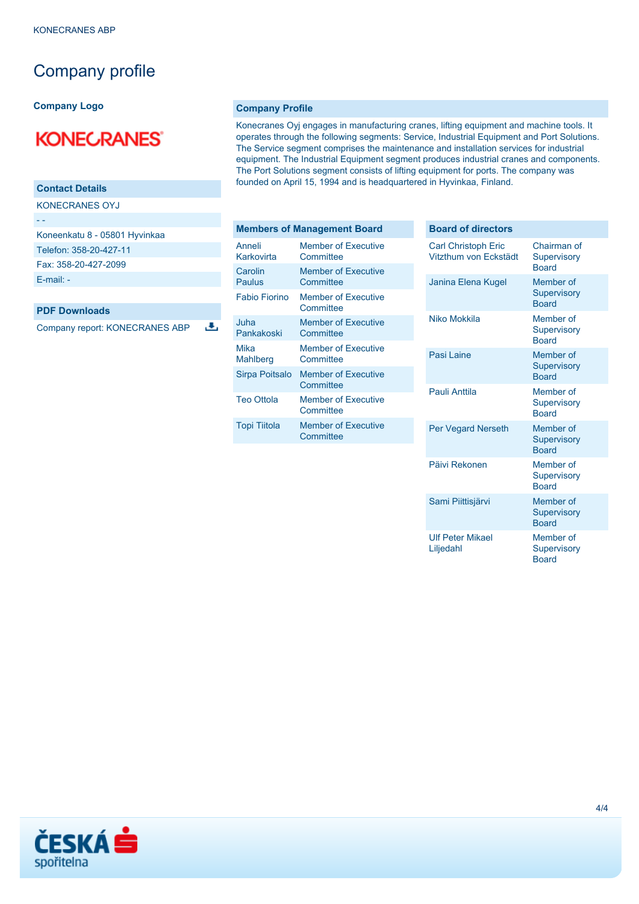# Company profile

**Company Logo**

## Company Profile

Konecranes Oyj engages in manufacturing cranes, lifting equipment and machine tools. It operates through the following segments: Service, Industrial Equipment and Port Solutions. The Service segment comprises the maintenance and installation services for industrial equipment. The Industrial Equipment segment produces industrial cranes and components. The Port Solutions segment consists of lifting equipment for ports. The company was founded on April 15, 1994 and is headquartered in Hyvinkaa, Finland.

## Contact Details

KONECRANES OYJ

\- -

Koneenkatu 8 - 05801 Hyvinkaa

Telefon: 358-20-427-11

Fax: 358-20-427-2099

E-mail: -

## PDF Downloads

Company report: KONECRANES ABP

## Members of Management Board

| | |
|---|---|
| Anneli Karkovirta | Member of Executive Committee |
| Carolin Paulus | Member of Executive Committee |
| Fabio Fiorino | Member of Executive Committee |
| Juha Pankakoski | Member of Executive Committee |
| Mika Mahlberg | Member of Executive Committee |
| Sirpa Poitsalo | Member of Executive Committee |
| Teo Ottola | Member of Executive Committee |
| Topi Tiitola | Member of Executive Committee |

## Board of directors

| | |
|---|---|
| Carl Christoph Eric Vitzthum von Eckstädt | Chairman of Supervisory Board |
| Janina Elena Kugel | Member of Supervisory Board |
| Niko Mokkila | Member of Supervisory Board |
| Pasi Laine | Member of Supervisory Board |
| Pauli Anttila | Member of Supervisory Board |
| Per Vegard Nerseth | Member of Supervisory Board |
| Päivi Rekonen | Member of Supervisory Board |
| Sami Piittisjärvi | Member of Supervisory Board |
| Ulf Peter Mikael Liljedahl | Member of Supervisory Board |